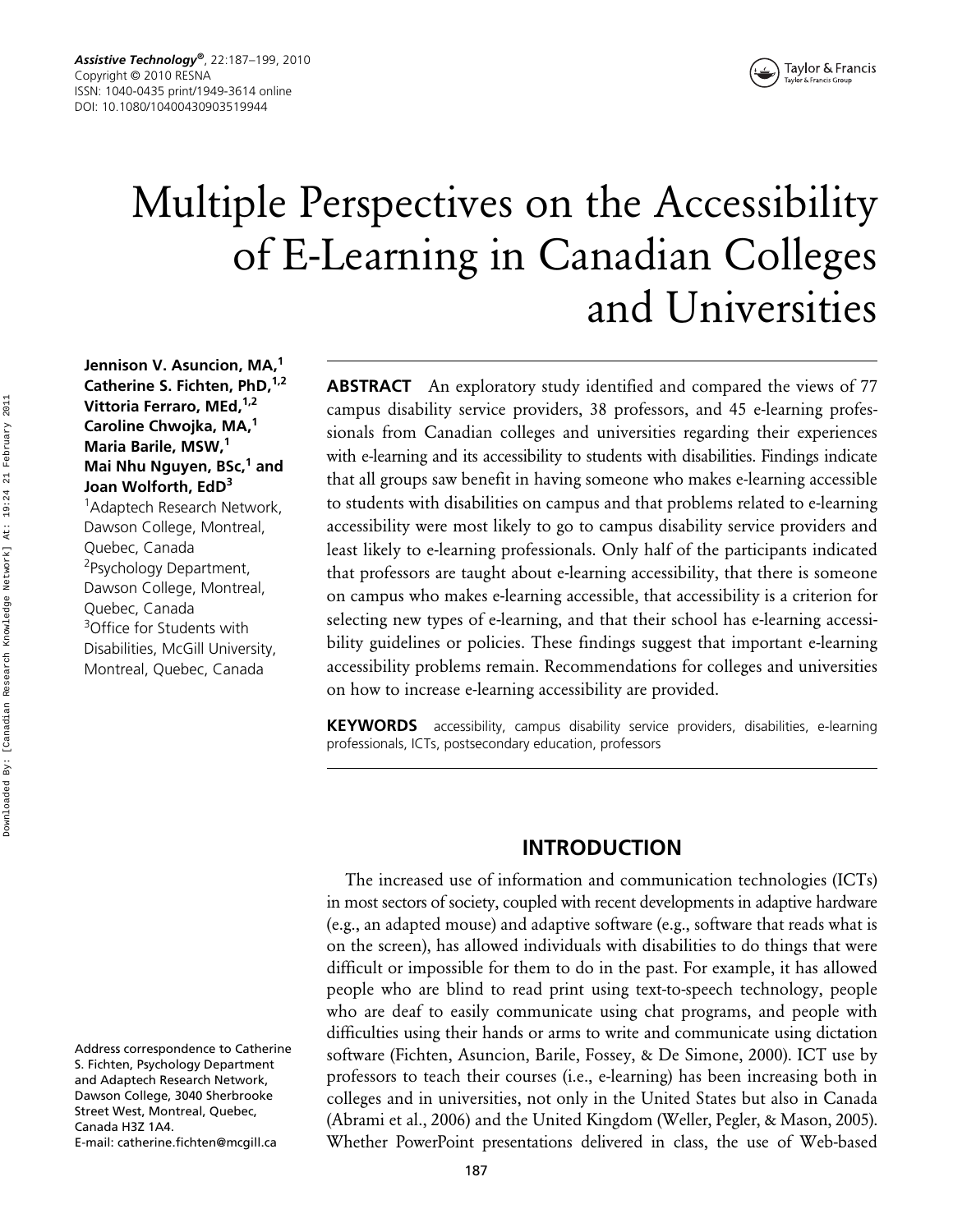# Multiple Perspectives on the Accessibility of E-Learning in Canadian Colleges and Universities

**Jennison V. Asuncion, MA,[1] Catherine S. Fichten, PhD,[1,2] Vittoria Ferraro, MEd,[1,2] Caroline Chwojka, MA,[1] Maria Barile, MSW,[1] Mai Nhu Nguyen, BSc,[1] and Joan Wolforth, EdD[3]**

[1]Adaptech Research Network, Dawson College, Montreal, Quebec, Canada
[2]Psychology Department, Dawson College, Montreal, Quebec, Canada
[3]Office for Students with Disabilities, McGill University, Montreal, Quebec, Canada

**ABSTRACT** An exploratory study identified and compared the views of 77 campus disability service providers, 38 professors, and 45 e-learning professionals from Canadian colleges and universities regarding their experiences with e-learning and its accessibility to students with disabilities. Findings indicate that all groups saw benefit in having someone who makes e-learning accessible to students with disabilities on campus and that problems related to e-learning accessibility were most likely to go to campus disability service providers and least likely to e-learning professionals. Only half of the participants indicated that professors are taught about e-learning accessibility, that there is someone on campus who makes e-learning accessible, that accessibility is a criterion for selecting new types of e-learning, and that their school has e-learning accessibility guidelines or policies. These findings suggest that important e-learning accessibility problems remain. Recommendations for colleges and universities on how to increase e-learning accessibility are provided.

**KEYWORDS** accessibility, campus disability service providers, disabilities, e-learning professionals, ICTs, postsecondary education, professors

Address correspondence to Catherine S. Fichten, Psychology Department and Adaptech Research Network, Dawson College, 3040 Sherbrooke Street West, Montreal, Quebec, Canada H3Z 1A4. E-mail: catherine.fichten@mcgill.ca

## INTRODUCTION

The increased use of information and communication technologies (ICTs) in most sectors of society, coupled with recent developments in adaptive hardware (e.g., an adapted mouse) and adaptive software (e.g., software that reads what is on the screen), has allowed individuals with disabilities to do things that were difficult or impossible for them to do in the past. For example, it has allowed people who are blind to read print using text-to-speech technology, people who are deaf to easily communicate using chat programs, and people with difficulties using their hands or arms to write and communicate using dictation software (Fichten, Asuncion, Barile, Fossey, & De Simone, 2000). ICT use by professors to teach their courses (i.e., e-learning) has been increasing both in colleges and in universities, not only in the United States but also in Canada (Abrami et al., 2006) and the United Kingdom (Weller, Pegler, & Mason, 2005). Whether PowerPoint presentations delivered in class, the use of Web-based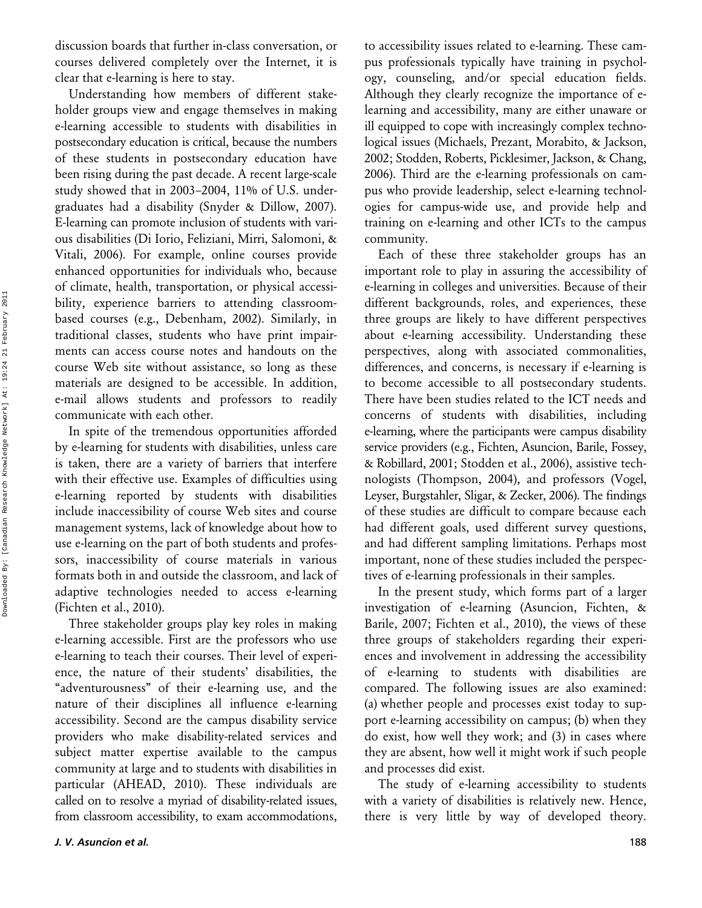discussion boards that further in-class conversation, or courses delivered completely over the Internet, it is clear that e-learning is here to stay.

Understanding how members of different stakeholder groups view and engage themselves in making e-learning accessible to students with disabilities in postsecondary education is critical, because the numbers of these students in postsecondary education have been rising during the past decade. A recent large-scale study showed that in 2003–2004, 11% of U.S. undergraduates had a disability (Snyder & Dillow, 2007). E-learning can promote inclusion of students with various disabilities (Di Iorio, Feliziani, Mirri, Salomoni, & Vitali, 2006). For example, online courses provide enhanced opportunities for individuals who, because of climate, health, transportation, or physical accessibility, experience barriers to attending classroom-based courses (e.g., Debenham, 2002). Similarly, in traditional classes, students who have print impairments can access course notes and handouts on the course Web site without assistance, so long as these materials are designed to be accessible. In addition, e-mail allows students and professors to readily communicate with each other.

In spite of the tremendous opportunities afforded by e-learning for students with disabilities, unless care is taken, there are a variety of barriers that interfere with their effective use. Examples of difficulties using e-learning reported by students with disabilities include inaccessibility of course Web sites and course management systems, lack of knowledge about how to use e-learning on the part of both students and professors, inaccessibility of course materials in various formats both in and outside the classroom, and lack of adaptive technologies needed to access e-learning (Fichten et al., 2010).

Three stakeholder groups play key roles in making e-learning accessible. First are the professors who use e-learning to teach their courses. Their level of experience, the nature of their students' disabilities, the "adventurousness" of their e-learning use, and the nature of their disciplines all influence e-learning accessibility. Second are the campus disability service providers who make disability-related services and subject matter expertise available to the campus community at large and to students with disabilities in particular (AHEAD, 2010). These individuals are called on to resolve a myriad of disability-related issues, from classroom accessibility, to exam accommodations, to accessibility issues related to e-learning. These campus professionals typically have training in psychology, counseling, and/or special education fields. Although they clearly recognize the importance of e-learning and accessibility, many are either unaware or ill equipped to cope with increasingly complex technological issues (Michaels, Prezant, Morabito, & Jackson, 2002; Stodden, Roberts, Picklesimer, Jackson, & Chang, 2006). Third are the e-learning professionals on campus who provide leadership, select e-learning technologies for campus-wide use, and provide help and training on e-learning and other ICTs to the campus community.

Each of these three stakeholder groups has an important role to play in assuring the accessibility of e-learning in colleges and universities. Because of their different backgrounds, roles, and experiences, these three groups are likely to have different perspectives about e-learning accessibility. Understanding these perspectives, along with associated commonalities, differences, and concerns, is necessary if e-learning is to become accessible to all postsecondary students. There have been studies related to the ICT needs and concerns of students with disabilities, including e-learning, where the participants were campus disability service providers (e.g., Fichten, Asuncion, Barile, Fossey, & Robillard, 2001; Stodden et al., 2006), assistive technologists (Thompson, 2004), and professors (Vogel, Leyser, Burgstahler, Sligar, & Zecker, 2006). The findings of these studies are difficult to compare because each had different goals, used different survey questions, and had different sampling limitations. Perhaps most important, none of these studies included the perspectives of e-learning professionals in their samples.

In the present study, which forms part of a larger investigation of e-learning (Asuncion, Fichten, & Barile, 2007; Fichten et al., 2010), the views of these three groups of stakeholders regarding their experiences and involvement in addressing the accessibility of e-learning to students with disabilities are compared. The following issues are also examined: (a) whether people and processes exist today to support e-learning accessibility on campus; (b) when they do exist, how well they work; and (3) in cases where they are absent, how well it might work if such people and processes did exist.

The study of e-learning accessibility to students with a variety of disabilities is relatively new. Hence, there is very little by way of developed theory.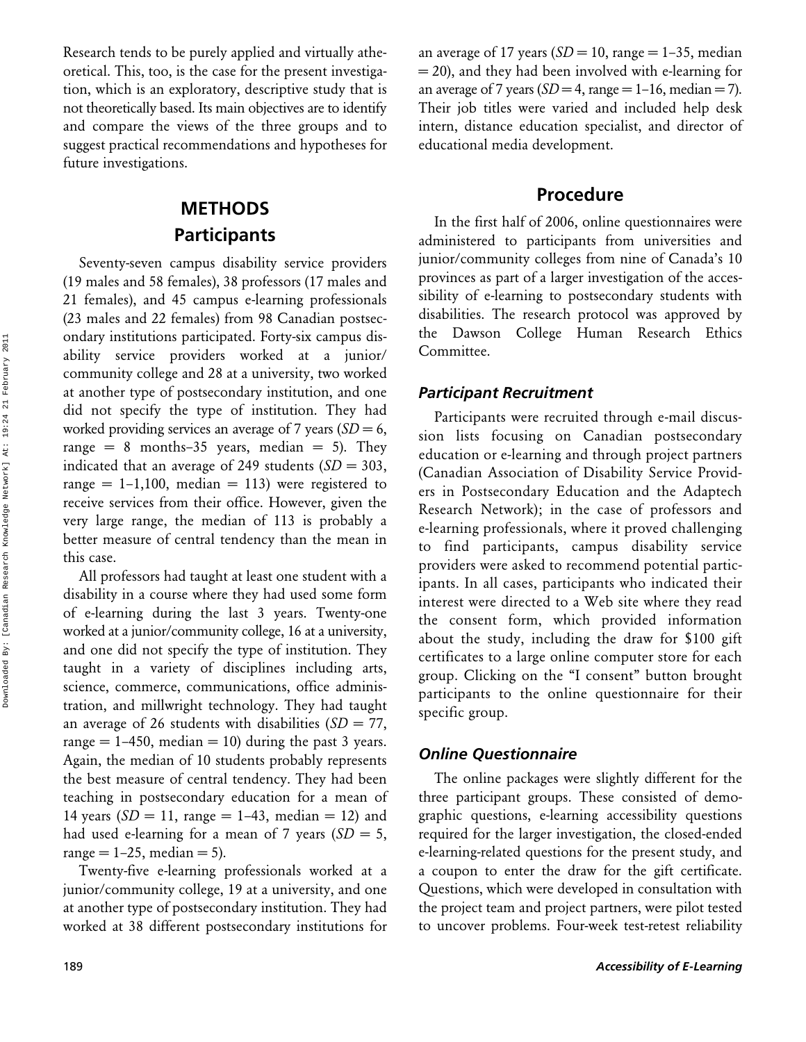Research tends to be purely applied and virtually atheoretical. This, too, is the case for the present investigation, which is an exploratory, descriptive study that is not theoretically based. Its main objectives are to identify and compare the views of the three groups and to suggest practical recommendations and hypotheses for future investigations.

# METHODS

## Participants

Seventy-seven campus disability service providers (19 males and 58 females), 38 professors (17 males and 21 females), and 45 campus e-learning professionals (23 males and 22 females) from 98 Canadian postsecondary institutions participated. Forty-six campus disability service providers worked at a junior/community college and 28 at a university, two worked at another type of postsecondary institution, and one did not specify the type of institution. They had worked providing services an average of 7 years ($SD = 6$, range = 8 months–35 years, median = 5). They indicated that an average of 249 students ($SD = 303$, range = 1–1,100, median = 113) were registered to receive services from their office. However, given the very large range, the median of 113 is probably a better measure of central tendency than the mean in this case.

All professors had taught at least one student with a disability in a course where they had used some form of e-learning during the last 3 years. Twenty-one worked at a junior/community college, 16 at a university, and one did not specify the type of institution. They taught in a variety of disciplines including arts, science, commerce, communications, office administration, and millwright technology. They had taught an average of 26 students with disabilities ($SD = 77$, range = 1–450, median = 10) during the past 3 years. Again, the median of 10 students probably represents the best measure of central tendency. They had been teaching in postsecondary education for a mean of 14 years ($SD = 11$, range = 1–43, median = 12) and had used e-learning for a mean of 7 years ($SD = 5$, range = 1–25, median = 5).

Twenty-five e-learning professionals worked at a junior/community college, 19 at a university, and one at another type of postsecondary institution. They had worked at 38 different postsecondary institutions for an average of 17 years ($SD = 10$, range = 1–35, median = 20), and they had been involved with e-learning for an average of 7 years ($SD = 4$, range = 1–16, median = 7). Their job titles were varied and included help desk intern, distance education specialist, and director of educational media development.

## Procedure

In the first half of 2006, online questionnaires were administered to participants from universities and junior/community colleges from nine of Canada's 10 provinces as part of a larger investigation of the accessibility of e-learning to postsecondary students with disabilities. The research protocol was approved by the Dawson College Human Research Ethics Committee.

### *Participant Recruitment*

Participants were recruited through e-mail discussion lists focusing on Canadian postsecondary education or e-learning and through project partners (Canadian Association of Disability Service Providers in Postsecondary Education and the Adaptech Research Network); in the case of professors and e-learning professionals, where it proved challenging to find participants, campus disability service providers were asked to recommend potential participants. In all cases, participants who indicated their interest were directed to a Web site where they read the consent form, which provided information about the study, including the draw for $100 gift certificates to a large online computer store for each group. Clicking on the "I consent" button brought participants to the online questionnaire for their specific group.

### *Online Questionnaire*

The online packages were slightly different for the three participant groups. These consisted of demographic questions, e-learning accessibility questions required for the larger investigation, the closed-ended e-learning-related questions for the present study, and a coupon to enter the draw for the gift certificate. Questions, which were developed in consultation with the project team and project partners, were pilot tested to uncover problems. Four-week test-retest reliability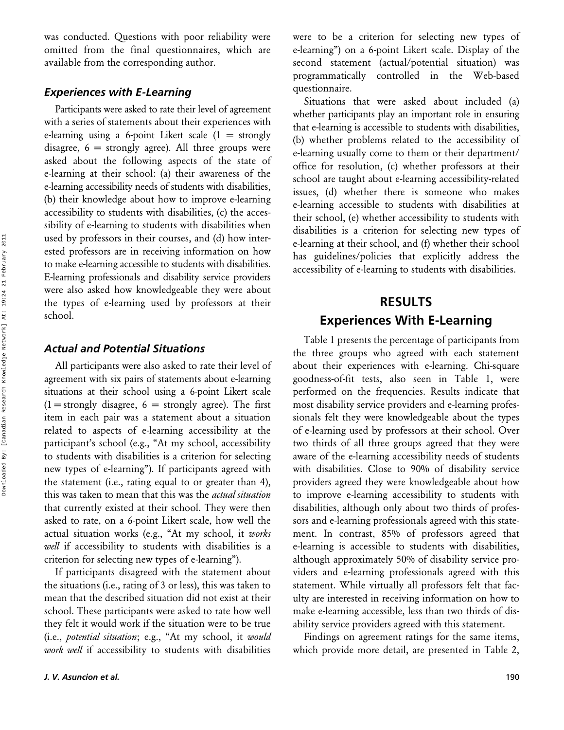was conducted. Questions with poor reliability were omitted from the final questionnaires, which are available from the corresponding author.

### *Experiences with E-Learning*

Participants were asked to rate their level of agreement with a series of statements about their experiences with e-learning using a 6-point Likert scale (1 = strongly disagree, 6 = strongly agree). All three groups were asked about the following aspects of the state of e-learning at their school: (a) their awareness of the e-learning accessibility needs of students with disabilities, (b) their knowledge about how to improve e-learning accessibility to students with disabilities, (c) the accessibility of e-learning to students with disabilities when used by professors in their courses, and (d) how interested professors are in receiving information on how to make e-learning accessible to students with disabilities. E-learning professionals and disability service providers were also asked how knowledgeable they were about the types of e-learning used by professors at their school.

### *Actual and Potential Situations*

All participants were also asked to rate their level of agreement with six pairs of statements about e-learning situations at their school using a 6-point Likert scale (1 = strongly disagree, 6 = strongly agree). The first item in each pair was a statement about a situation related to aspects of e-learning accessibility at the participant's school (e.g., "At my school, accessibility to students with disabilities is a criterion for selecting new types of e-learning"). If participants agreed with the statement (i.e., rating equal to or greater than 4), this was taken to mean that this was the *actual situation* that currently existed at their school. They were then asked to rate, on a 6-point Likert scale, how well the actual situation works (e.g., "At my school, it *works well* if accessibility to students with disabilities is a criterion for selecting new types of e-learning").

If participants disagreed with the statement about the situations (i.e., rating of 3 or less), this was taken to mean that the described situation did not exist at their school. These participants were asked to rate how well they felt it would work if the situation were to be true (i.e., *potential situation*; e.g., "At my school, it *would work well* if accessibility to students with disabilities were to be a criterion for selecting new types of e-learning") on a 6-point Likert scale. Display of the second statement (actual/potential situation) was programmatically controlled in the Web-based questionnaire.

Situations that were asked about included (a) whether participants play an important role in ensuring that e-learning is accessible to students with disabilities, (b) whether problems related to the accessibility of e-learning usually come to them or their department/office for resolution, (c) whether professors at their school are taught about e-learning accessibility-related issues, (d) whether there is someone who makes e-learning accessible to students with disabilities at their school, (e) whether accessibility to students with disabilities is a criterion for selecting new types of e-learning at their school, and (f) whether their school has guidelines/policies that explicitly address the accessibility of e-learning to students with disabilities.

## RESULTS

## Experiences With E-Learning

Table 1 presents the percentage of participants from the three groups who agreed with each statement about their experiences with e-learning. Chi-square goodness-of-fit tests, also seen in Table 1, were performed on the frequencies. Results indicate that most disability service providers and e-learning professionals felt they were knowledgeable about the types of e-learning used by professors at their school. Over two thirds of all three groups agreed that they were aware of the e-learning accessibility needs of students with disabilities. Close to 90% of disability service providers agreed they were knowledgeable about how to improve e-learning accessibility to students with disabilities, although only about two thirds of professors and e-learning professionals agreed with this statement. In contrast, 85% of professors agreed that e-learning is accessible to students with disabilities, although approximately 50% of disability service providers and e-learning professionals agreed with this statement. While virtually all professors felt that faculty are interested in receiving information on how to make e-learning accessible, less than two thirds of disability service providers agreed with this statement.

Findings on agreement ratings for the same items, which provide more detail, are presented in Table 2,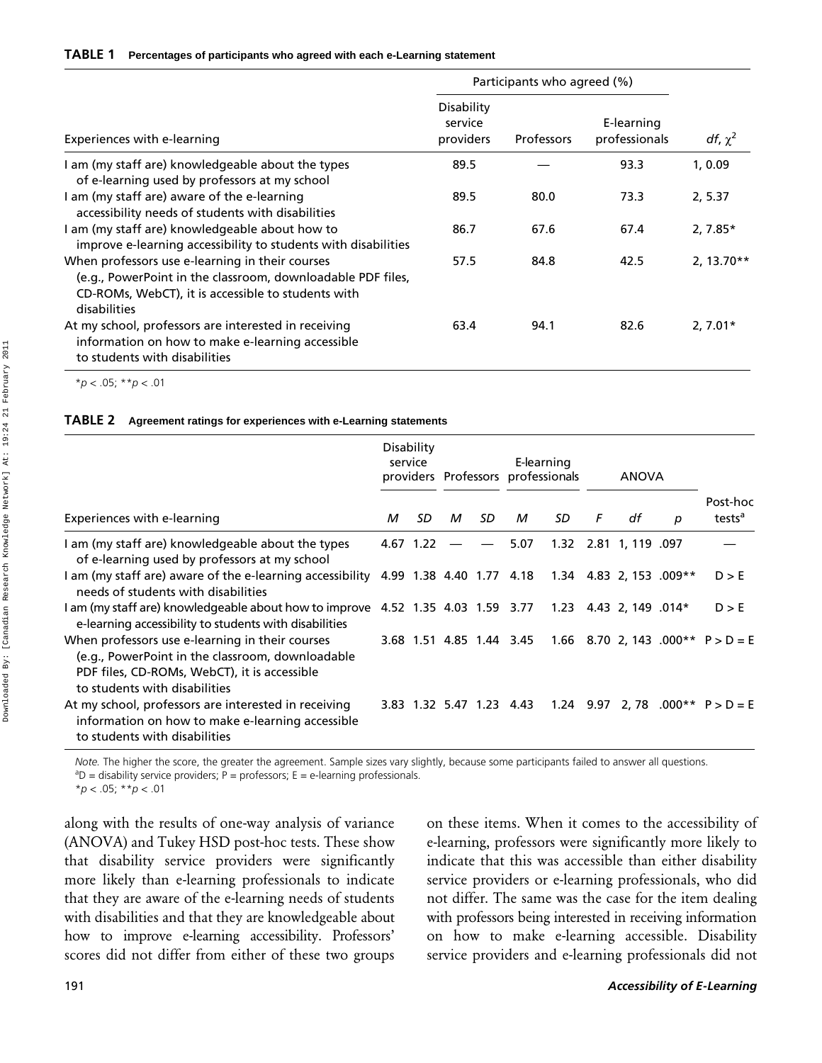**TABLE 1** Percentages of participants who agreed with each e-Learning statement

| Experiences with e-learning | Participants who agreed (%) | | | |
|---|---|---|---|---|
| | Disability service providers | Professors | E-learning professionals | *df*, $\chi^2$ |
| I am (my staff are) knowledgeable about the types of e-learning used by professors at my school | 89.5 | — | 93.3 | 1, 0.09 |
| I am (my staff are) aware of the e-learning accessibility needs of students with disabilities | 89.5 | 80.0 | 73.3 | 2, 5.37 |
| I am (my staff are) knowledgeable about how to improve e-learning accessibility to students with disabilities | 86.7 | 67.6 | 67.4 | 2, 7.85* |
| When professors use e-learning in their courses (e.g., PowerPoint in the classroom, downloadable PDF files, CD-ROMs, WebCT), it is accessible to students with disabilities | 57.5 | 84.8 | 42.5 | 2, 13.70** |
| At my school, professors are interested in receiving information on how to make e-learning accessible to students with disabilities | 63.4 | 94.1 | 82.6 | 2, 7.01* |

*$p < .05$; **$p < .01$

**TABLE 2** Agreement ratings for experiences with e-Learning statements

| Experiences with e-learning | Disability service providers | | Professors | | E-learning professionals | | ANOVA | | | Post-hoc tests[a] |
|---|---|---|---|---|---|---|---|---|---|---|
| | *M* | *SD* | *M* | *SD* | *M* | *SD* | *F* | *df* | *p* | |
| I am (my staff are) knowledgeable about the types of e-learning used by professors at my school | 4.67 | 1.22 | — | — | 5.07 | 1.32 | 2.81 | 1, 119 | .097 | — |
| I am (my staff are) aware of the e-learning accessibility needs of students with disabilities | 4.99 | 1.38 | 4.40 | 1.77 | 4.18 | 1.34 | 4.83 | 2, 153 | .009** | D > E |
| I am (my staff are) knowledgeable about how to improve e-learning accessibility to students with disabilities | 4.52 | 1.35 | 4.03 | 1.59 | 3.77 | 1.23 | 4.43 | 2, 149 | .014* | D > E |
| When professors use e-learning in their courses (e.g., PowerPoint in the classroom, downloadable PDF files, CD-ROMs, WebCT), it is accessible to students with disabilities | 3.68 | 1.51 | 4.85 | 1.44 | 3.45 | 1.66 | 8.70 | 2, 143 | .000** | P > D = E |
| At my school, professors are interested in receiving information on how to make e-learning accessible to students with disabilities | 3.83 | 1.32 | 5.47 | 1.23 | 4.43 | 1.24 | 9.97 | 2, 78 | .000** | P > D = E |

*Note.* The higher the score, the greater the agreement. Sample sizes vary slightly, because some participants failed to answer all questions.
[a]D = disability service providers; P = professors; E = e-learning professionals.
*$p < .05$; **$p < .01$

along with the results of one-way analysis of variance (ANOVA) and Tukey HSD post-hoc tests. These show that disability service providers were significantly more likely than e-learning professionals to indicate that they are aware of the e-learning needs of students with disabilities and that they are knowledgeable about how to improve e-learning accessibility. Professors' scores did not differ from either of these two groups on these items. When it comes to the accessibility of e-learning, professors were significantly more likely to indicate that this was accessible than either disability service providers or e-learning professionals, who did not differ. The same was the case for the item dealing with professors being interested in receiving information on how to make e-learning accessible. Disability service providers and e-learning professionals did not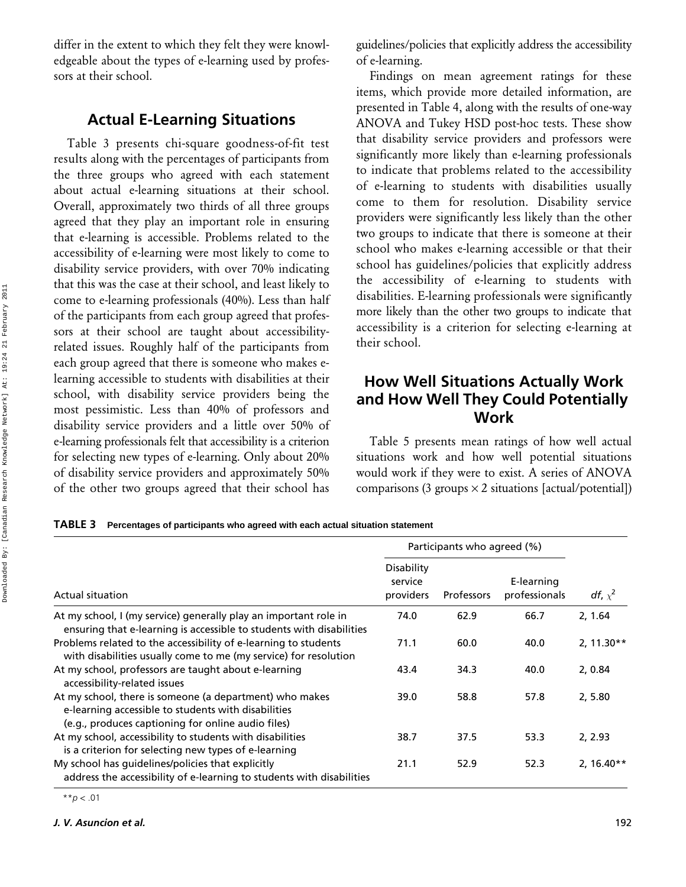differ in the extent to which they felt they were knowledgeable about the types of e-learning used by professors at their school.

## Actual E-Learning Situations

Table 3 presents chi-square goodness-of-fit test results along with the percentages of participants from the three groups who agreed with each statement about actual e-learning situations at their school. Overall, approximately two thirds of all three groups agreed that they play an important role in ensuring that e-learning is accessible. Problems related to the accessibility of e-learning were most likely to come to disability service providers, with over 70% indicating that this was the case at their school, and least likely to come to e-learning professionals (40%). Less than half of the participants from each group agreed that professors at their school are taught about accessibility-related issues. Roughly half of the participants from each group agreed that there is someone who makes e-learning accessible to students with disabilities at their school, with disability service providers being the most pessimistic. Less than 40% of professors and disability service providers and a little over 50% of e-learning professionals felt that accessibility is a criterion for selecting new types of e-learning. Only about 20% of disability service providers and approximately 50% of the other two groups agreed that their school has guidelines/policies that explicitly address the accessibility of e-learning.

Findings on mean agreement ratings for these items, which provide more detailed information, are presented in Table 4, along with the results of one-way ANOVA and Tukey HSD post-hoc tests. These show that disability service providers and professors were significantly more likely than e-learning professionals to indicate that problems related to the accessibility of e-learning to students with disabilities usually come to them for resolution. Disability service providers were significantly less likely than the other two groups to indicate that there is someone at their school who makes e-learning accessible or that their school has guidelines/policies that explicitly address the accessibility of e-learning to students with disabilities. E-learning professionals were significantly more likely than the other two groups to indicate that accessibility is a criterion for selecting e-learning at their school.

## How Well Situations Actually Work and How Well They Could Potentially Work

Table 5 presents mean ratings of how well actual situations work and how well potential situations would work if they were to exist. A series of ANOVA comparisons (3 groups × 2 situations [actual/potential])

**TABLE 3** Percentages of participants who agreed with each actual situation statement

| | Participants who agreed (%) | | | |
|---|---|---|---|---|
| Actual situation | Disability service providers | Professors | E-learning professionals | *df*, $\chi^2$ |
| At my school, I (my service) generally play an important role in ensuring that e-learning is accessible to students with disabilities | 74.0 | 62.9 | 66.7 | 2, 1.64 |
| Problems related to the accessibility of e-learning to students with disabilities usually come to me (my service) for resolution | 71.1 | 60.0 | 40.0 | 2, 11.30** |
| At my school, professors are taught about e-learning accessibility-related issues | 43.4 | 34.3 | 40.0 | 2, 0.84 |
| At my school, there is someone (a department) who makes e-learning accessible to students with disabilities (e.g., produces captioning for online audio files) | 39.0 | 58.8 | 57.8 | 2, 5.80 |
| At my school, accessibility to students with disabilities is a criterion for selecting new types of e-learning | 38.7 | 37.5 | 53.3 | 2, 2.93 |
| My school has guidelines/policies that explicitly address the accessibility of e-learning to students with disabilities | 21.1 | 52.9 | 52.3 | 2, 16.40** |

**$p < .01$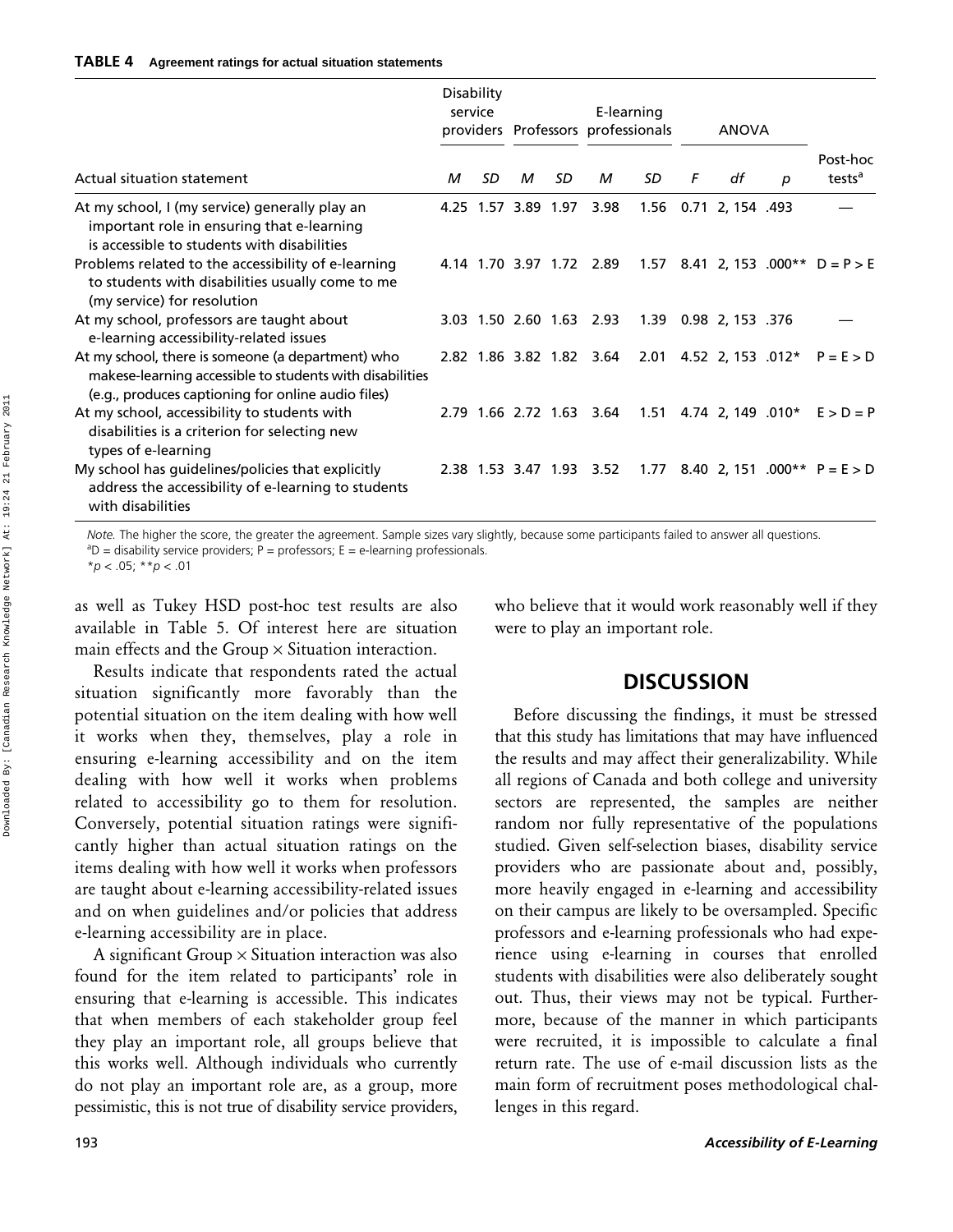**TABLE 4** Agreement ratings for actual situation statements

| Actual situation statement | Disability service providers | | Professors | | E-learning professionals | | ANOVA | | | Post-hoc tests[a] |
|---|---|---|---|---|---|---|---|---|---|---|
| | $M$ | $SD$ | $M$ | $SD$ | $M$ | $SD$ | $F$ | $df$ | $p$ | |
| At my school, I (my service) generally play an important role in ensuring that e-learning is accessible to students with disabilities | 4.25 | 1.57 | 3.89 | 1.97 | 3.98 | 1.56 | 0.71 | 2, 154 | .493 | — |
| Problems related to the accessibility of e-learning to students with disabilities usually come to me (my service) for resolution | 4.14 | 1.70 | 3.97 | 1.72 | 2.89 | 1.57 | 8.41 | 2, 153 | .000** | D = P > E |
| At my school, professors are taught about e-learning accessibility-related issues | 3.03 | 1.50 | 2.60 | 1.63 | 2.93 | 1.39 | 0.98 | 2, 153 | .376 | — |
| At my school, there is someone (a department) who makese-learning accessible to students with disabilities (e.g., produces captioning for online audio files) | 2.82 | 1.86 | 3.82 | 1.82 | 3.64 | 2.01 | 4.52 | 2, 153 | .012* | P = E > D |
| At my school, accessibility to students with disabilities is a criterion for selecting new types of e-learning | 2.79 | 1.66 | 2.72 | 1.63 | 3.64 | 1.51 | 4.74 | 2, 149 | .010* | E > D = P |
| My school has guidelines/policies that explicitly address the accessibility of e-learning to students with disabilities | 2.38 | 1.53 | 3.47 | 1.93 | 3.52 | 1.77 | 8.40 | 2, 151 | .000** | P = E > D |

*Note.* The higher the score, the greater the agreement. Sample sizes vary slightly, because some participants failed to answer all questions.
[a]D = disability service providers; P = professors; E = e-learning professionals.
$*p < .05$; $**p < .01$

as well as Tukey HSD post-hoc test results are also available in Table 5. Of interest here are situation main effects and the Group × Situation interaction.

Results indicate that respondents rated the actual situation significantly more favorably than the potential situation on the item dealing with how well it works when they, themselves, play a role in ensuring e-learning accessibility and on the item dealing with how well it works when problems related to accessibility go to them for resolution. Conversely, potential situation ratings were significantly higher than actual situation ratings on the items dealing with how well it works when professors are taught about e-learning accessibility-related issues and on when guidelines and/or policies that address e-learning accessibility are in place.

A significant Group × Situation interaction was also found for the item related to participants' role in ensuring that e-learning is accessible. This indicates that when members of each stakeholder group feel they play an important role, all groups believe that this works well. Although individuals who currently do not play an important role are, as a group, more pessimistic, this is not true of disability service providers, who believe that it would work reasonably well if they were to play an important role.

## DISCUSSION

Before discussing the findings, it must be stressed that this study has limitations that may have influenced the results and may affect their generalizability. While all regions of Canada and both college and university sectors are represented, the samples are neither random nor fully representative of the populations studied. Given self-selection biases, disability service providers who are passionate about and, possibly, more heavily engaged in e-learning and accessibility on their campus are likely to be oversampled. Specific professors and e-learning professionals who had experience using e-learning in courses that enrolled students with disabilities were also deliberately sought out. Thus, their views may not be typical. Furthermore, because of the manner in which participants were recruited, it is impossible to calculate a final return rate. The use of e-mail discussion lists as the main form of recruitment poses methodological challenges in this regard.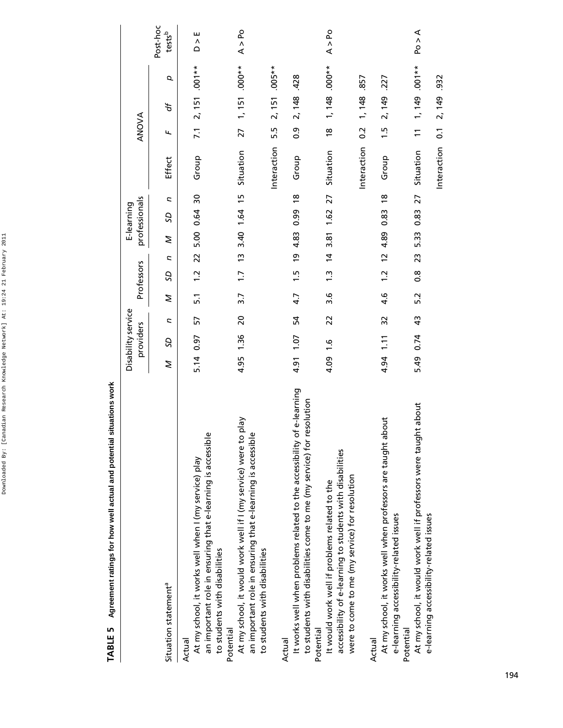**TABLE 5** Agreement ratings for how well actual and potential situations work

| Situation statement[a] | Disability service providers | | | Professors | | | E-learning professionals | | | ANOVA | | | | Post-hoc tests[b] |
|---|---|---|---|---|---|---|---|---|---|---|---|---|---|---|
| | *M* | *SD* | *n* | *M* | *SD* | *n* | *M* | *SD* | *n* | Effect | *F* | *df* | *p* | |
| Actual: At my school, it works well when I (my service) play an important role in ensuring that e-learning is accessible to students with disabilities | 5.14 | 0.97 | 57 | 5.1 | 1.2 | 22 | 5.00 | 0.64 | 30 | Group | 7.1 | 2, 151 | .001** | D > E |
| Potential: At my school, it would work well if I (my service) were to play an important role in ensuring that e-learning is accessible to students with disabilities | 4.95 | 1.36 | 20 | 3.7 | 1.7 | 13 | 3.40 | 1.64 | 15 | Situation | 27 | 1, 151 | .000** | A > Po |
| | | | | | | | | | | Interaction | 5.5 | 2, 151 | .005** | |
| Actual: It works well when problems related to the accessibility of e-learning to students with disabilities come to me (my service) for resolution | 4.91 | 1.07 | 54 | 4.7 | 1.5 | 19 | 4.83 | 0.99 | 18 | Group | 0.9 | 2, 148 | .428 | |
| Potential: It would work well if problems related to the accessibility of e-learning to students with disabilities were to come to me (my service) for resolution | 4.09 | 1.6 | 22 | 3.6 | 1.3 | 14 | 3.81 | 1.62 | 27 | Situation | 18 | 1, 148 | .000** | A > Po |
| | | | | | | | | | | Interaction | 0.2 | 1, 148 | .857 | |
| Actual: At my school, it works well when professors are taught about e-learning accessibility-related issues | 4.94 | 1.11 | 32 | 4.6 | 1.2 | 12 | 4.89 | 0.83 | 18 | Group | 1.5 | 2, 149 | .227 | |
| Potential: At my school, it would work well if professors were taught about e-learning accessibility-related issues | 5.49 | 0.74 | 43 | 5.2 | 0.8 | 23 | 5.33 | 0.83 | 27 | Situation | 11 | 1, 149 | .001** | Po > A |
| | | | | | | | | | | Interaction | 0.1 | 2, 149 | .932 | |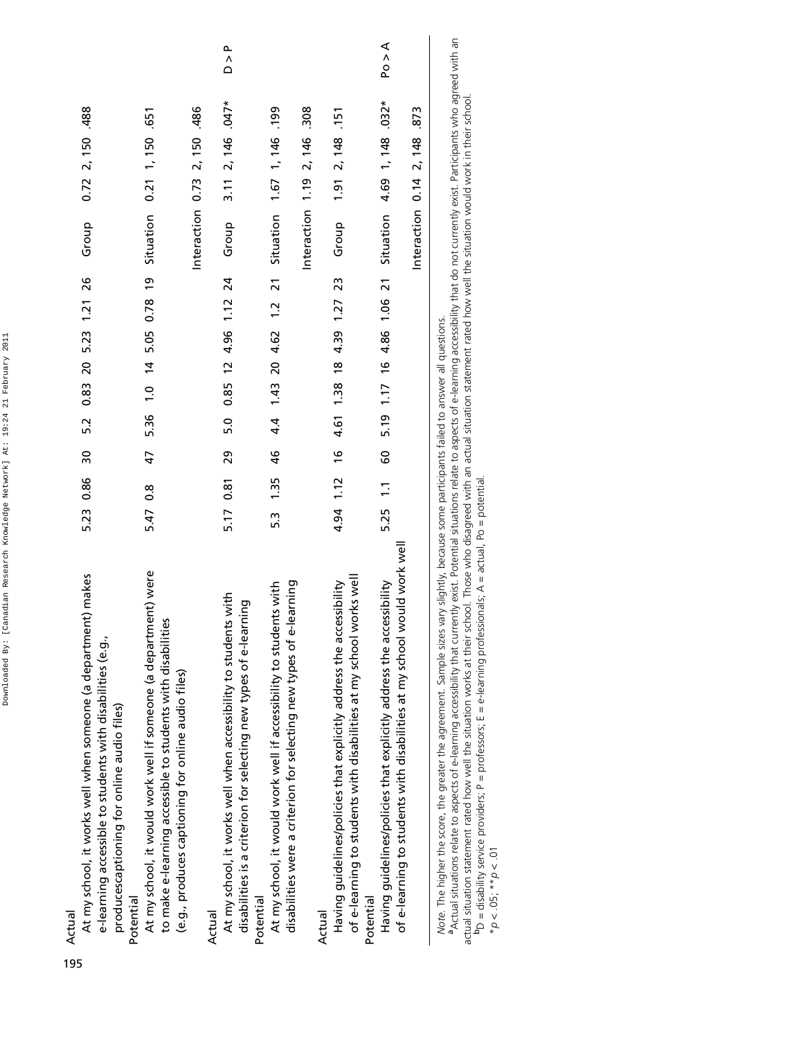| | | | | | | | | | | | | | | |
|---|---|---|---|---|---|---|---|---|---|---|---|---|---|---|
| Actual | | | | | | | | | | | | | | |
| At my school, it works well when someone (a department) makes e-learning accessible to students with disabilities (e.g., producescaptioning for online audio files) | 5.23 | 0.86 | 30 | 5.2 | 0.83 | 20 | 5.23 | 1.21 | 26 | Group | 0.72 | 2, 150 | .488 | |
| Potential | | | | | | | | | | | | | | |
| At my school, it would work well if someone (a department) were to make e-learning accessible to students with disabilities (e.g., produces captioning for online audio files) | 5.47 | 0.8 | 47 | 5.36 | 1.0 | 14 | 5.05 | 0.78 | 19 | Situation | 0.21 | 1, 150 | .651 | |
| | | | | | | | | | | Interaction | 0.73 | 2, 150 | .486 | |
| Actual | | | | | | | | | | | | | | |
| At my school, it works well when accessibility to students with disabilities is a criterion for selecting new types of e-learning | 5.17 | 0.81 | 29 | 5.0 | 0.85 | 12 | 4.96 | 1.12 | 24 | Group | 3.11 | 2, 146 | .047* | D > P |
| Potential | | | | | | | | | | | | | | |
| At my school, it would work well if accessibility to students with disabilities were a criterion for selecting new types of e-learning | 5.3 | 1.35 | 46 | 4.4 | 1.43 | 20 | 4.62 | 1.2 | 21 | Situation | 1.67 | 1, 146 | .199 | |
| | | | | | | | | | | Interaction | 1.19 | 2, 146 | .308 | |
| Actual | | | | | | | | | | | | | | |
| Having guidelines/policies that explicitly address the accessibility of e-learning to students with disabilities at my school works well | 4.94 | 1.12 | 16 | 4.61 | 1.38 | 18 | 4.39 | 1.27 | 23 | Group | 1.91 | 2, 148 | .151 | |
| Potential | | | | | | | | | | | | | | |
| Having guidelines/policies that explicitly address the accessibility of e-learning to students with disabilities at my school would work well | 5.25 | 1.1 | 60 | 5.19 | 1.17 | 16 | 4.86 | 1.06 | 21 | Situation | 4.69 | 1, 148 | .032* | Po > A |
| | | | | | | | | | | Interaction | 0.14 | 2, 148 | .873 | |

*Note.* The higher the score, the greater the agreement. Sample sizes vary slightly, because some participants failed to answer all questions.
[a]Actual situations relate to aspects of e-learning accessibility that currently exist. Potential situations relate to aspects of e-learning accessibility that do not currently exist. Participants who agreed with an actual situation statement rated how well the situation works at their school. Those who disagreed with an actual situation statement rated how well the situation would work in their school.
[b]D = disability service providers; P = professors; E = e-learning professionals; A = actual, Po = potential.
\*$p < .05$; \*\*$p < .01$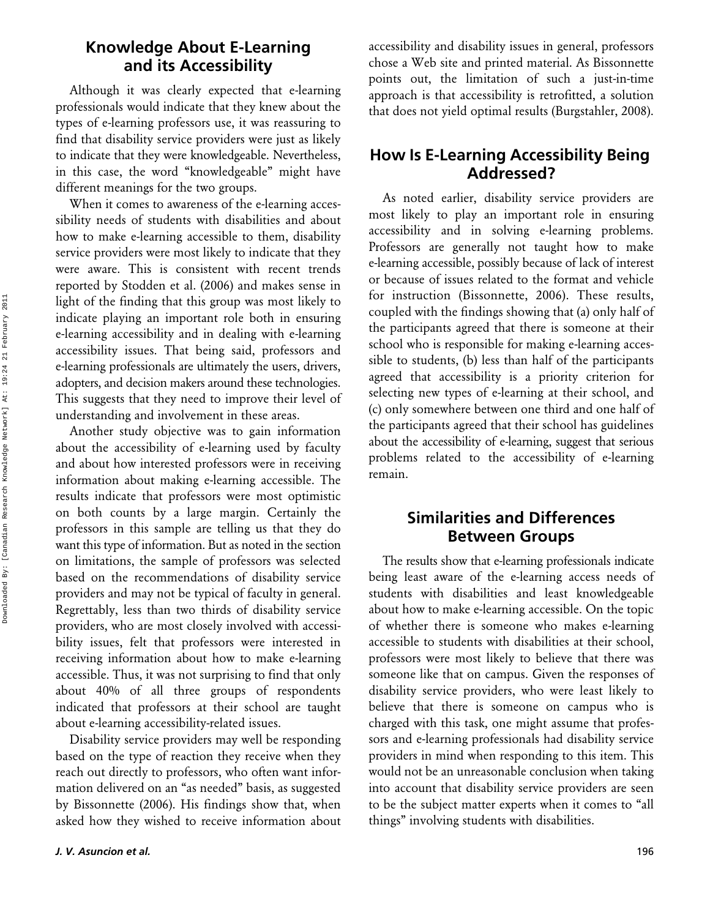## Knowledge About E-Learning and its Accessibility

Although it was clearly expected that e-learning professionals would indicate that they knew about the types of e-learning professors use, it was reassuring to find that disability service providers were just as likely to indicate that they were knowledgeable. Nevertheless, in this case, the word "knowledgeable" might have different meanings for the two groups.

When it comes to awareness of the e-learning accessibility needs of students with disabilities and about how to make e-learning accessible to them, disability service providers were most likely to indicate that they were aware. This is consistent with recent trends reported by Stodden et al. (2006) and makes sense in light of the finding that this group was most likely to indicate playing an important role both in ensuring e-learning accessibility and in dealing with e-learning accessibility issues. That being said, professors and e-learning professionals are ultimately the users, drivers, adopters, and decision makers around these technologies. This suggests that they need to improve their level of understanding and involvement in these areas.

Another study objective was to gain information about the accessibility of e-learning used by faculty and about how interested professors were in receiving information about making e-learning accessible. The results indicate that professors were most optimistic on both counts by a large margin. Certainly the professors in this sample are telling us that they do want this type of information. But as noted in the section on limitations, the sample of professors was selected based on the recommendations of disability service providers and may not be typical of faculty in general. Regrettably, less than two thirds of disability service providers, who are most closely involved with accessibility issues, felt that professors were interested in receiving information about how to make e-learning accessible. Thus, it was not surprising to find that only about 40% of all three groups of respondents indicated that professors at their school are taught about e-learning accessibility-related issues.

Disability service providers may well be responding based on the type of reaction they receive when they reach out directly to professors, who often want information delivered on an "as needed" basis, as suggested by Bissonnette (2006). His findings show that, when asked how they wished to receive information about accessibility and disability issues in general, professors chose a Web site and printed material. As Bissonnette points out, the limitation of such a just-in-time approach is that accessibility is retrofitted, a solution that does not yield optimal results (Burgstahler, 2008).

## How Is E-Learning Accessibility Being Addressed?

As noted earlier, disability service providers are most likely to play an important role in ensuring accessibility and in solving e-learning problems. Professors are generally not taught how to make e-learning accessible, possibly because of lack of interest or because of issues related to the format and vehicle for instruction (Bissonnette, 2006). These results, coupled with the findings showing that (a) only half of the participants agreed that there is someone at their school who is responsible for making e-learning accessible to students, (b) less than half of the participants agreed that accessibility is a priority criterion for selecting new types of e-learning at their school, and (c) only somewhere between one third and one half of the participants agreed that their school has guidelines about the accessibility of e-learning, suggest that serious problems related to the accessibility of e-learning remain.

## Similarities and Differences Between Groups

The results show that e-learning professionals indicate being least aware of the e-learning access needs of students with disabilities and least knowledgeable about how to make e-learning accessible. On the topic of whether there is someone who makes e-learning accessible to students with disabilities at their school, professors were most likely to believe that there was someone like that on campus. Given the responses of disability service providers, who were least likely to believe that there is someone on campus who is charged with this task, one might assume that professors and e-learning professionals had disability service providers in mind when responding to this item. This would not be an unreasonable conclusion when taking into account that disability service providers are seen to be the subject matter experts when it comes to "all things" involving students with disabilities.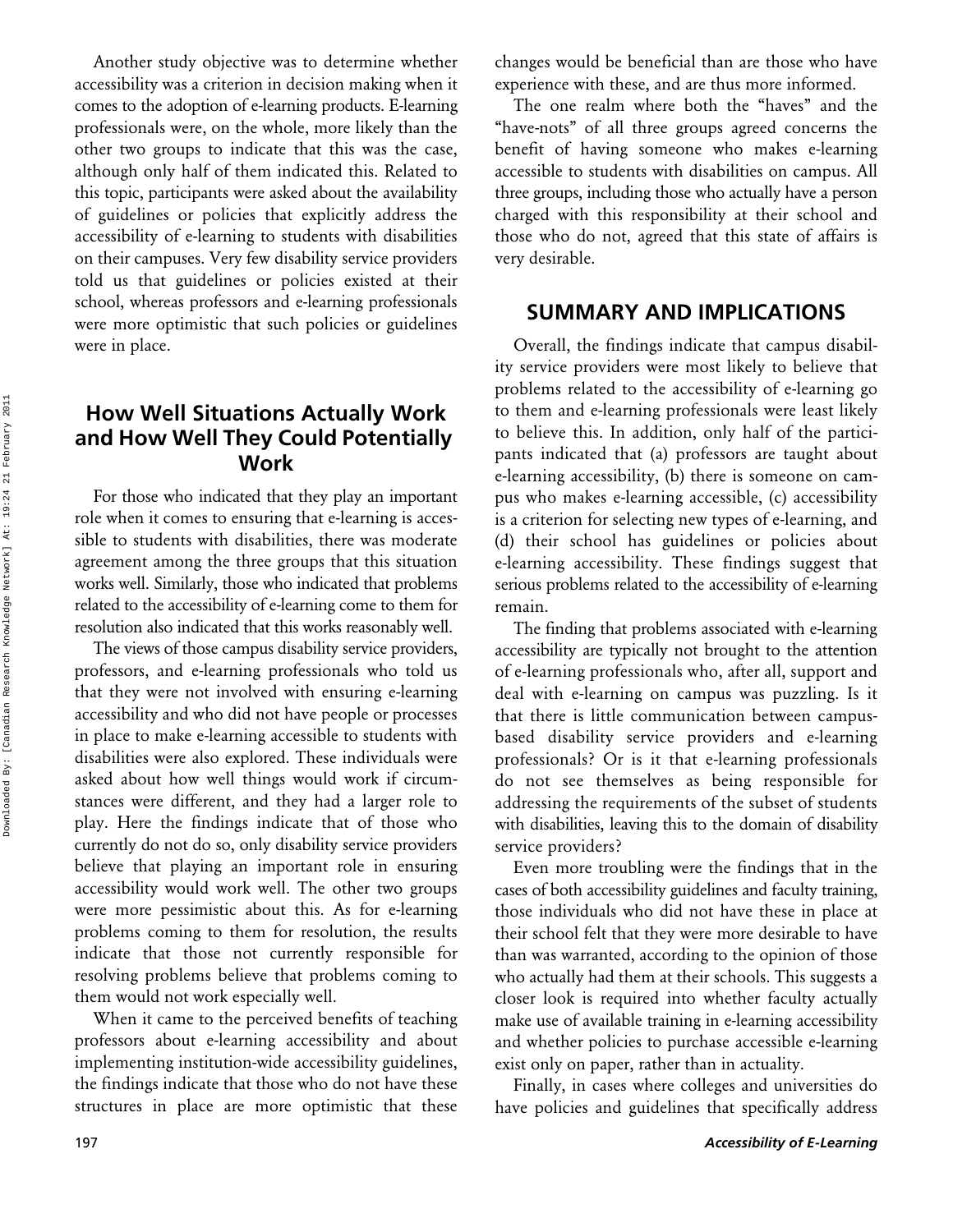Another study objective was to determine whether accessibility was a criterion in decision making when it comes to the adoption of e-learning products. E-learning professionals were, on the whole, more likely than the other two groups to indicate that this was the case, although only half of them indicated this. Related to this topic, participants were asked about the availability of guidelines or policies that explicitly address the accessibility of e-learning to students with disabilities on their campuses. Very few disability service providers told us that guidelines or policies existed at their school, whereas professors and e-learning professionals were more optimistic that such policies or guidelines were in place.

### How Well Situations Actually Work and How Well They Could Potentially Work

For those who indicated that they play an important role when it comes to ensuring that e-learning is accessible to students with disabilities, there was moderate agreement among the three groups that this situation works well. Similarly, those who indicated that problems related to the accessibility of e-learning come to them for resolution also indicated that this works reasonably well.

The views of those campus disability service providers, professors, and e-learning professionals who told us that they were not involved with ensuring e-learning accessibility and who did not have people or processes in place to make e-learning accessible to students with disabilities were also explored. These individuals were asked about how well things would work if circumstances were different, and they had a larger role to play. Here the findings indicate that of those who currently do not do so, only disability service providers believe that playing an important role in ensuring accessibility would work well. The other two groups were more pessimistic about this. As for e-learning problems coming to them for resolution, the results indicate that those not currently responsible for resolving problems believe that problems coming to them would not work especially well.

When it came to the perceived benefits of teaching professors about e-learning accessibility and about implementing institution-wide accessibility guidelines, the findings indicate that those who do not have these structures in place are more optimistic that these changes would be beneficial than are those who have experience with these, and are thus more informed.

The one realm where both the "haves" and the "have-nots" of all three groups agreed concerns the benefit of having someone who makes e-learning accessible to students with disabilities on campus. All three groups, including those who actually have a person charged with this responsibility at their school and those who do not, agreed that this state of affairs is very desirable.

## SUMMARY AND IMPLICATIONS

Overall, the findings indicate that campus disability service providers were most likely to believe that problems related to the accessibility of e-learning go to them and e-learning professionals were least likely to believe this. In addition, only half of the participants indicated that (a) professors are taught about e-learning accessibility, (b) there is someone on campus who makes e-learning accessible, (c) accessibility is a criterion for selecting new types of e-learning, and (d) their school has guidelines or policies about e-learning accessibility. These findings suggest that serious problems related to the accessibility of e-learning remain.

The finding that problems associated with e-learning accessibility are typically not brought to the attention of e-learning professionals who, after all, support and deal with e-learning on campus was puzzling. Is it that there is little communication between campus-based disability service providers and e-learning professionals? Or is it that e-learning professionals do not see themselves as being responsible for addressing the requirements of the subset of students with disabilities, leaving this to the domain of disability service providers?

Even more troubling were the findings that in the cases of both accessibility guidelines and faculty training, those individuals who did not have these in place at their school felt that they were more desirable to have than was warranted, according to the opinion of those who actually had them at their schools. This suggests a closer look is required into whether faculty actually make use of available training in e-learning accessibility and whether policies to purchase accessible e-learning exist only on paper, rather than in actuality.

Finally, in cases where colleges and universities do have policies and guidelines that specifically address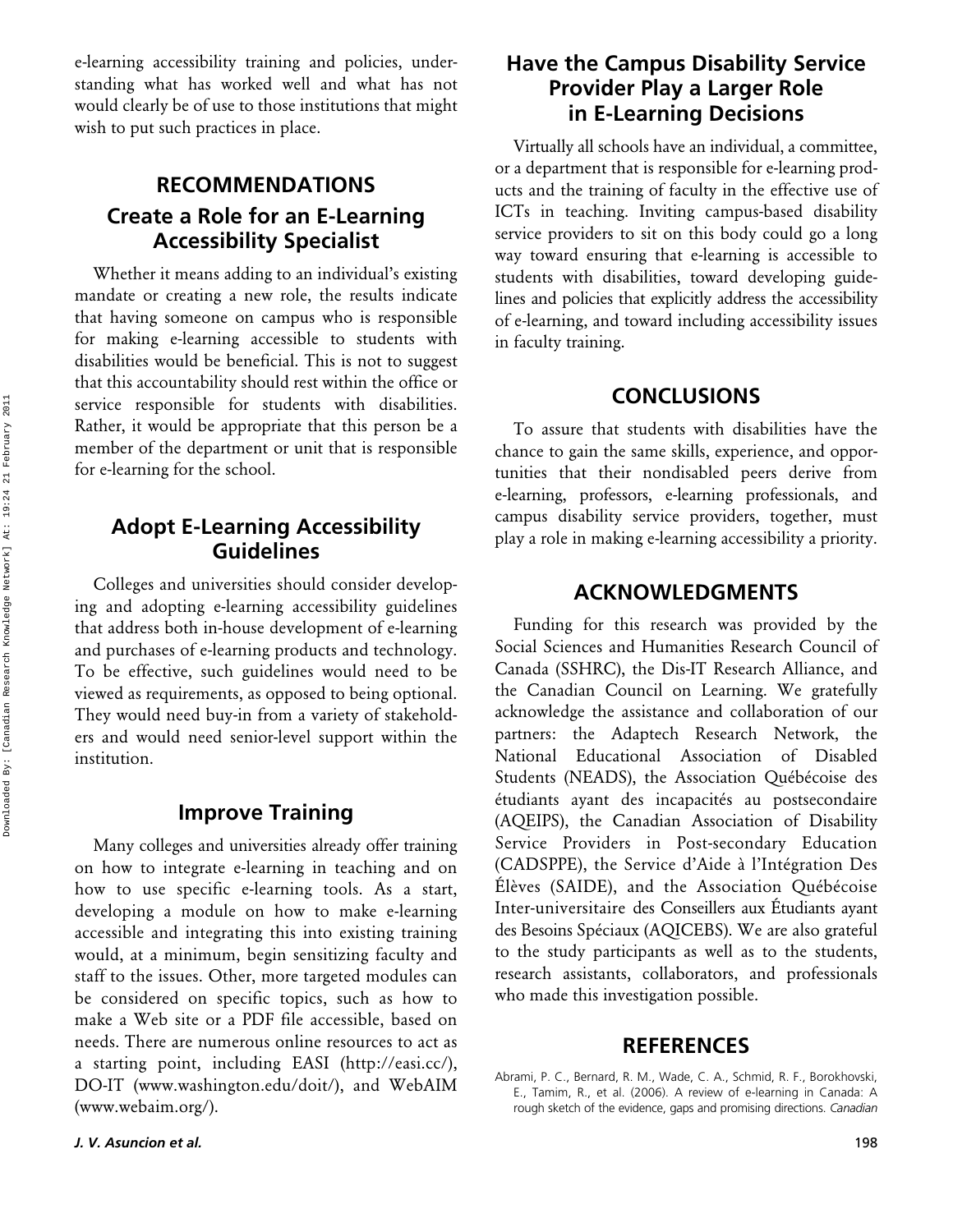e-learning accessibility training and policies, understanding what has worked well and what has not would clearly be of use to those institutions that might wish to put such practices in place.

## RECOMMENDATIONS

### Create a Role for an E-Learning Accessibility Specialist

Whether it means adding to an individual's existing mandate or creating a new role, the results indicate that having someone on campus who is responsible for making e-learning accessible to students with disabilities would be beneficial. This is not to suggest that this accountability should rest within the office or service responsible for students with disabilities. Rather, it would be appropriate that this person be a member of the department or unit that is responsible for e-learning for the school.

### Adopt E-Learning Accessibility Guidelines

Colleges and universities should consider developing and adopting e-learning accessibility guidelines that address both in-house development of e-learning and purchases of e-learning products and technology. To be effective, such guidelines would need to be viewed as requirements, as opposed to being optional. They would need buy-in from a variety of stakeholders and would need senior-level support within the institution.

### Improve Training

Many colleges and universities already offer training on how to integrate e-learning in teaching and on how to use specific e-learning tools. As a start, developing a module on how to make e-learning accessible and integrating this into existing training would, at a minimum, begin sensitizing faculty and staff to the issues. Other, more targeted modules can be considered on specific topics, such as how to make a Web site or a PDF file accessible, based on needs. There are numerous online resources to act as a starting point, including EASI (http://easi.cc/), DO-IT (www.washington.edu/doit/), and WebAIM (www.webaim.org/).

### Have the Campus Disability Service Provider Play a Larger Role in E-Learning Decisions

Virtually all schools have an individual, a committee, or a department that is responsible for e-learning products and the training of faculty in the effective use of ICTs in teaching. Inviting campus-based disability service providers to sit on this body could go a long way toward ensuring that e-learning is accessible to students with disabilities, toward developing guidelines and policies that explicitly address the accessibility of e-learning, and toward including accessibility issues in faculty training.

## CONCLUSIONS

To assure that students with disabilities have the chance to gain the same skills, experience, and opportunities that their nondisabled peers derive from e-learning, professors, e-learning professionals, and campus disability service providers, together, must play a role in making e-learning accessibility a priority.

## ACKNOWLEDGMENTS

Funding for this research was provided by the Social Sciences and Humanities Research Council of Canada (SSHRC), the Dis-IT Research Alliance, and the Canadian Council on Learning. We gratefully acknowledge the assistance and collaboration of our partners: the Adaptech Research Network, the National Educational Association of Disabled Students (NEADS), the Association Québécoise des étudiants ayant des incapacités au postsecondaire (AQEIPS), the Canadian Association of Disability Service Providers in Post-secondary Education (CADSPPE), the Service d'Aide à l'Intégration Des Élèves (SAIDE), and the Association Québécoise Inter-universitaire des Conseillers aux Étudiants ayant des Besoins Spéciaux (AQICEBS). We are also grateful to the study participants as well as to the students, research assistants, collaborators, and professionals who made this investigation possible.

## REFERENCES

Abrami, P. C., Bernard, R. M., Wade, C. A., Schmid, R. F., Borokhovski, E., Tamim, R., et al. (2006). A review of e-learning in Canada: A rough sketch of the evidence, gaps and promising directions. *Canadian*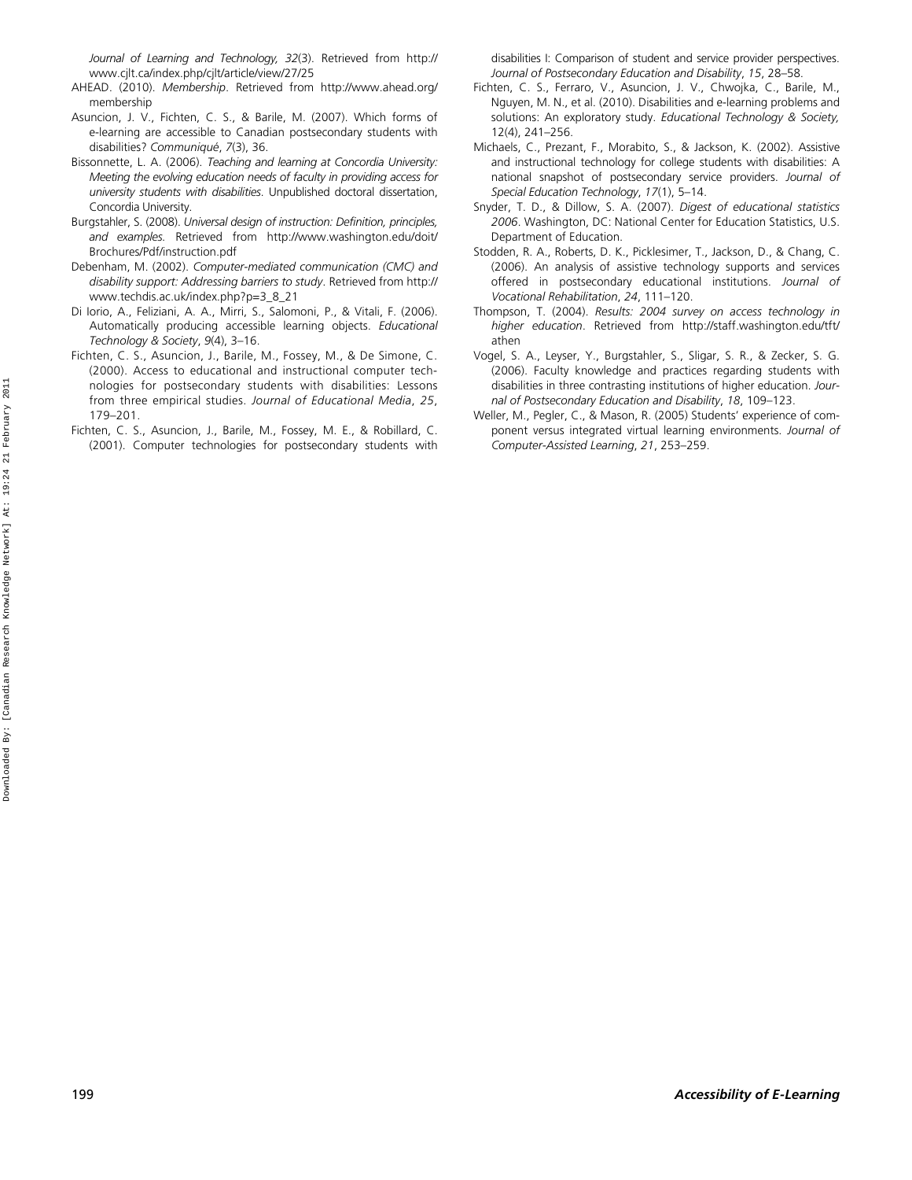*Journal of Learning and Technology, 32*(3). Retrieved from http://www.cjlt.ca/index.php/cjlt/article/view/27/25

AHEAD. (2010). *Membership*. Retrieved from http://www.ahead.org/membership

Asuncion, J. V., Fichten, C. S., & Barile, M. (2007). Which forms of e-learning are accessible to Canadian postsecondary students with disabilities? *Communiqué*, *7*(3), 36.

Bissonnette, L. A. (2006). *Teaching and learning at Concordia University: Meeting the evolving education needs of faculty in providing access for university students with disabilities*. Unpublished doctoral dissertation, Concordia University.

Burgstahler, S. (2008). *Universal design of instruction: Definition, principles, and examples.* Retrieved from http://www.washington.edu/doit/Brochures/Pdf/instruction.pdf

Debenham, M. (2002). *Computer-mediated communication (CMC) and disability support: Addressing barriers to study*. Retrieved from http://www.techdis.ac.uk/index.php?p=3_8_21

Di Iorio, A., Feliziani, A. A., Mirri, S., Salomoni, P., & Vitali, F. (2006). Automatically producing accessible learning objects. *Educational Technology & Society*, *9*(4), 3–16.

Fichten, C. S., Asuncion, J., Barile, M., Fossey, M., & De Simone, C. (2000). Access to educational and instructional computer technologies for postsecondary students with disabilities: Lessons from three empirical studies. *Journal of Educational Media*, *25*, 179–201.

Fichten, C. S., Asuncion, J., Barile, M., Fossey, M. E., & Robillard, C. (2001). Computer technologies for postsecondary students with disabilities I: Comparison of student and service provider perspectives. *Journal of Postsecondary Education and Disability*, *15*, 28–58.

Fichten, C. S., Ferraro, V., Asuncion, J. V., Chwojka, C., Barile, M., Nguyen, M. N., et al. (2010). Disabilities and e-learning problems and solutions: An exploratory study. *Educational Technology & Society,* 12(4), 241–256.

Michaels, C., Prezant, F., Morabito, S., & Jackson, K. (2002). Assistive and instructional technology for college students with disabilities: A national snapshot of postsecondary service providers. *Journal of Special Education Technology*, *17*(1), 5–14.

Snyder, T. D., & Dillow, S. A. (2007). *Digest of educational statistics 2006*. Washington, DC: National Center for Education Statistics, U.S. Department of Education.

Stodden, R. A., Roberts, D. K., Picklesimer, T., Jackson, D., & Chang, C. (2006). An analysis of assistive technology supports and services offered in postsecondary educational institutions. *Journal of Vocational Rehabilitation*, *24*, 111–120.

Thompson, T. (2004). *Results: 2004 survey on access technology in higher education*. Retrieved from http://staff.washington.edu/tft/athen

Vogel, S. A., Leyser, Y., Burgstahler, S., Sligar, S. R., & Zecker, S. G. (2006). Faculty knowledge and practices regarding students with disabilities in three contrasting institutions of higher education. *Journal of Postsecondary Education and Disability*, *18*, 109–123.

Weller, M., Pegler, C., & Mason, R. (2005) Students' experience of component versus integrated virtual learning environments. *Journal of Computer-Assisted Learning*, *21*, 253–259.